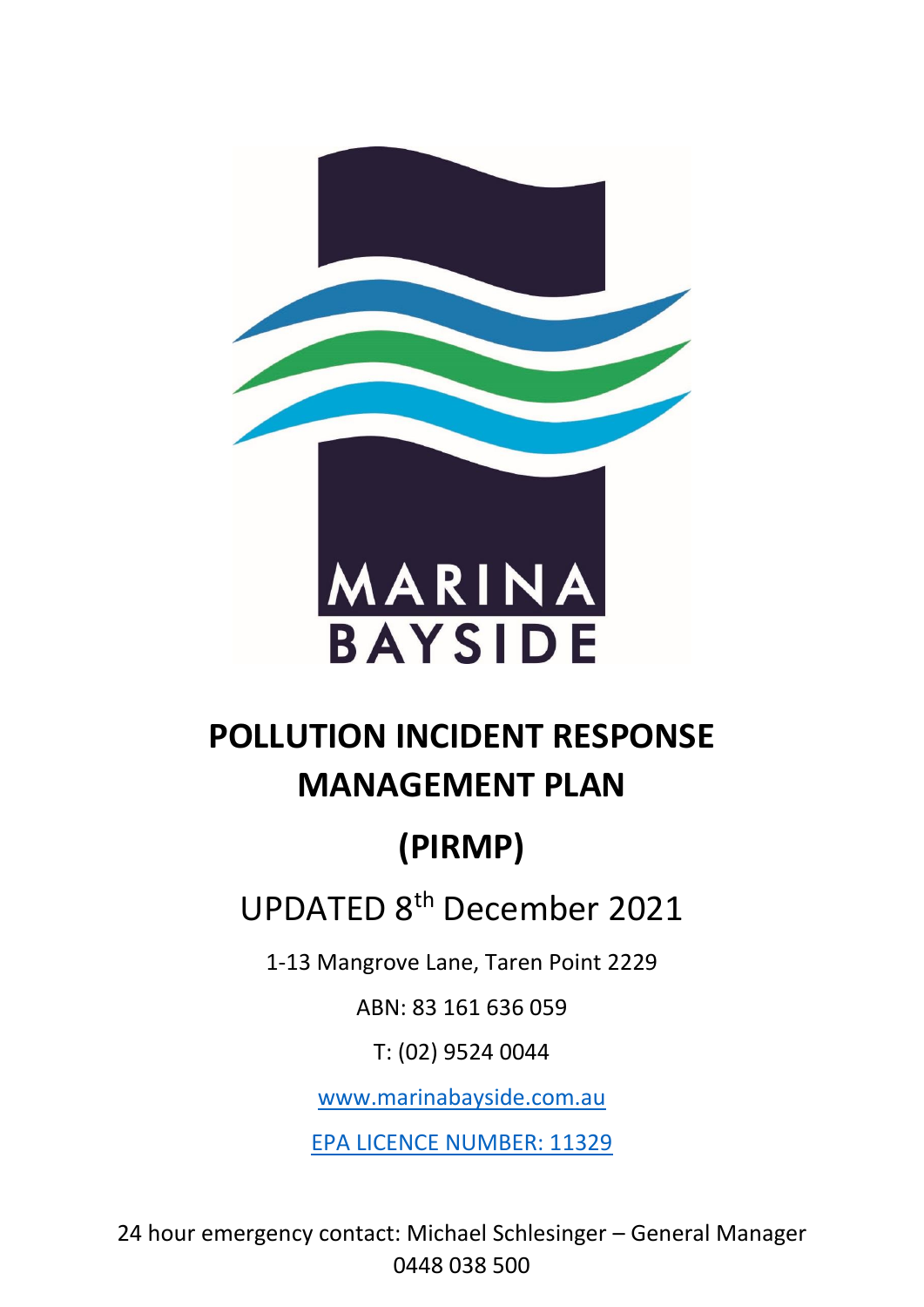MARINA BAYSIDE

# POLLUTION INCIDENT RESPONSE MANAGEMENT PLAN

# (PIRMP)

UPDATED 8th December 2021

1-13 Mangrove Lane, Taren Point 2229

ABN: 83 161 636 059

T: (02) 9524 0044

www.marinabayside.com.au

EPA LICENCE NUMBER: 11329

24 hour emergency contact: Michael Schlesinger – General Manager 0448 038 500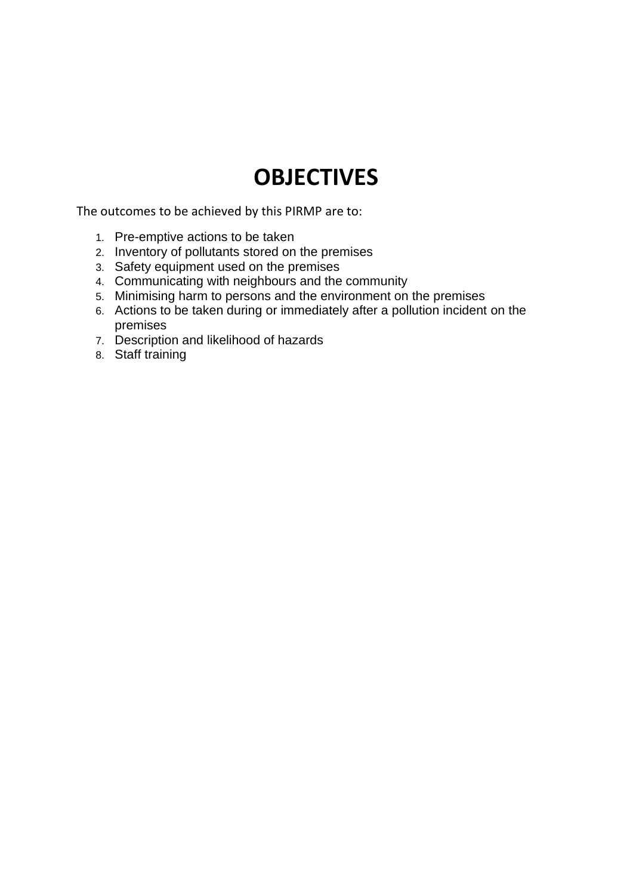# OBJECTIVES

The outcomes to be achieved by this PIRMP are to:

1. Pre-emptive actions to be taken
2. Inventory of pollutants stored on the premises
3. Safety equipment used on the premises
4. Communicating with neighbours and the community
5. Minimising harm to persons and the environment on the premises
6. Actions to be taken during or immediately after a pollution incident on the premises
7. Description and likelihood of hazards
8. Staff training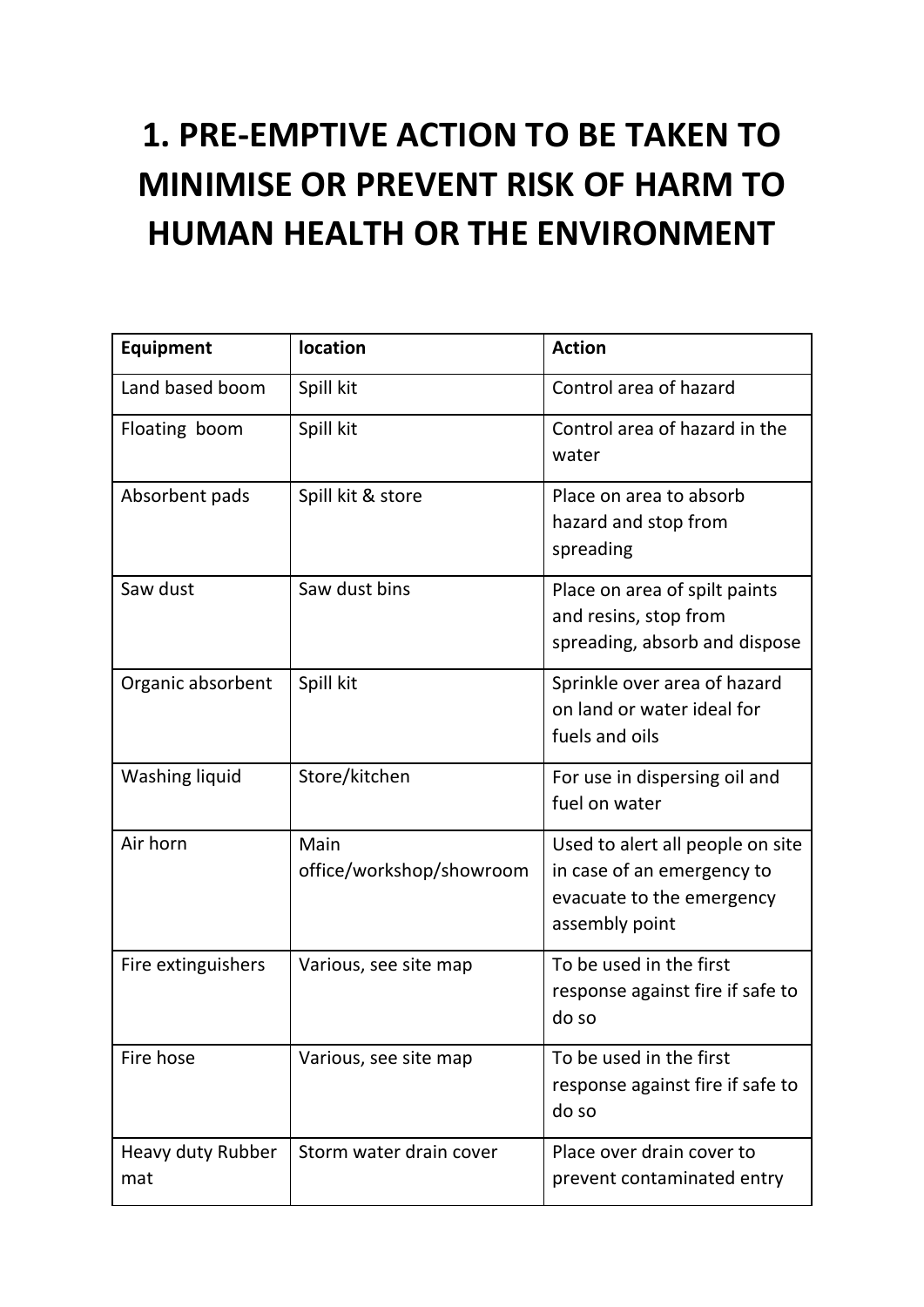# 1. PRE-EMPTIVE ACTION TO BE TAKEN TO MINIMISE OR PREVENT RISK OF HARM TO HUMAN HEALTH OR THE ENVIRONMENT

| **Equipment** | **location** | **Action** |
|---|---|---|
| Land based boom | Spill kit | Control area of hazard |
| Floating  boom | Spill kit | Control area of hazard in the water |
| Absorbent pads | Spill kit & store | Place on area to absorb hazard and stop from spreading |
| Saw dust | Saw dust bins | Place on area of spilt paints and resins, stop from spreading, absorb and dispose |
| Organic absorbent | Spill kit | Sprinkle over area of hazard on land or water ideal for fuels and oils |
| Washing liquid | Store/kitchen | For use in dispersing oil and fuel on water |
| Air horn | Main office/workshop/showroom | Used to alert all people on site in case of an emergency to evacuate to the emergency assembly point |
| Fire extinguishers | Various, see site map | To be used in the first response against fire if safe to do so |
| Fire hose | Various, see site map | To be used in the first response against fire if safe to do so |
| Heavy duty Rubber mat | Storm water drain cover | Place over drain cover to prevent contaminated entry |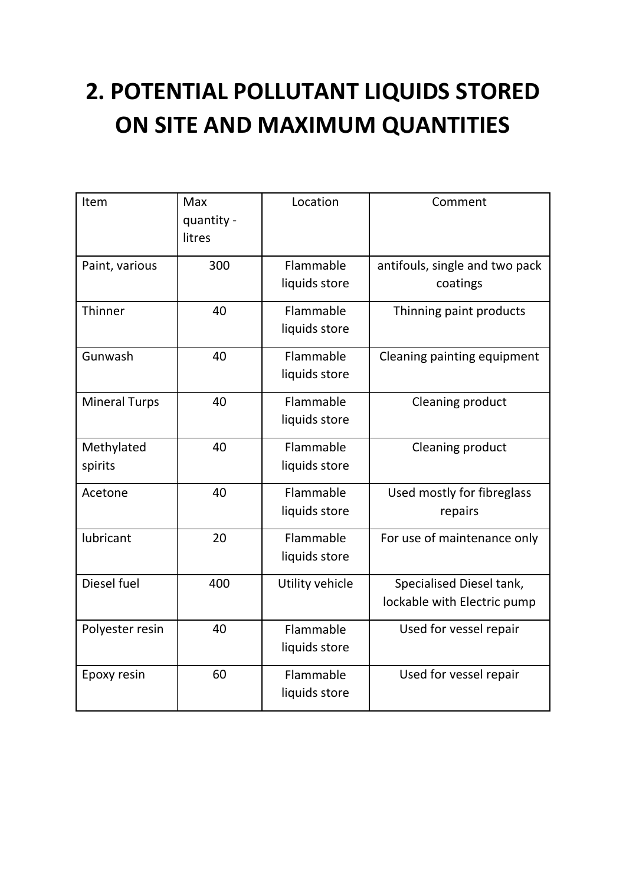# 2. POTENTIAL POLLUTANT LIQUIDS STORED ON SITE AND MAXIMUM QUANTITIES

| Item | Max quantity - litres | Location | Comment |
| --- | --- | --- | --- |
| Paint, various | 300 | Flammable liquids store | antifouls, single and two pack coatings |
| Thinner | 40 | Flammable liquids store | Thinning paint products |
| Gunwash | 40 | Flammable liquids store | Cleaning painting equipment |
| Mineral Turps | 40 | Flammable liquids store | Cleaning product |
| Methylated spirits | 40 | Flammable liquids store | Cleaning product |
| Acetone | 40 | Flammable liquids store | Used mostly for fibreglass repairs |
| lubricant | 20 | Flammable liquids store | For use of maintenance only |
| Diesel fuel | 400 | Utility vehicle | Specialised Diesel tank, lockable with Electric pump |
| Polyester resin | 40 | Flammable liquids store | Used for vessel repair |
| Epoxy resin | 60 | Flammable liquids store | Used for vessel repair |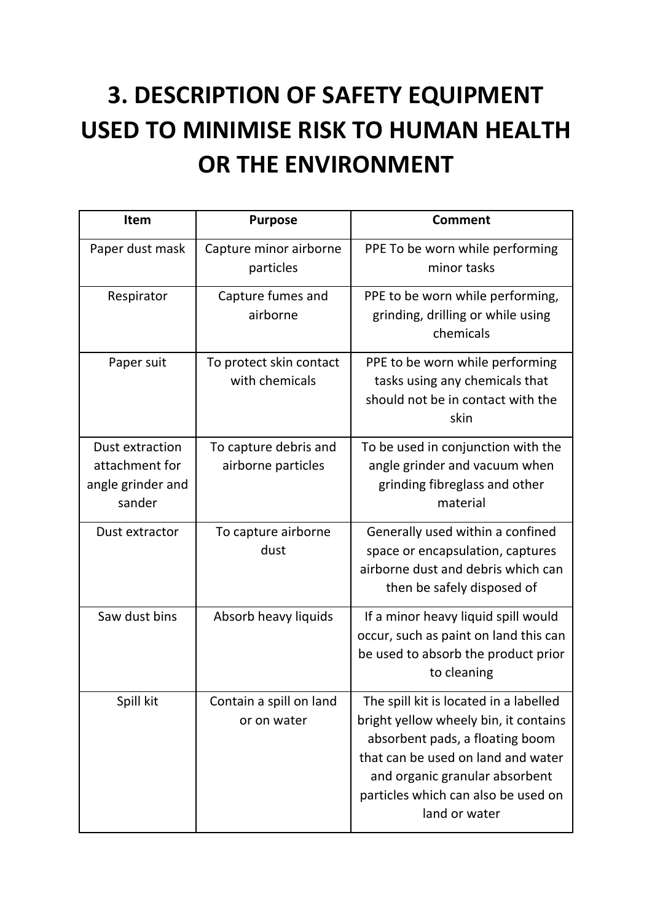# 3. DESCRIPTION OF SAFETY EQUIPMENT USED TO MINIMISE RISK TO HUMAN HEALTH OR THE ENVIRONMENT

| Item | Purpose | Comment |
|---|---|---|
| Paper dust mask | Capture minor airborne particles | PPE To be worn while performing minor tasks |
| Respirator | Capture fumes and airborne | PPE to be worn while performing, grinding, drilling or while using chemicals |
| Paper suit | To protect skin contact with chemicals | PPE to be worn while performing tasks using any chemicals that should not be in contact with the skin |
| Dust extraction attachment for angle grinder and sander | To capture debris and airborne particles | To be used in conjunction with the angle grinder and vacuum when grinding fibreglass and other material |
| Dust extractor | To capture airborne dust | Generally used within a confined space or encapsulation, captures airborne dust and debris which can then be safely disposed of |
| Saw dust bins | Absorb heavy liquids | If a minor heavy liquid spill would occur, such as paint on land this can be used to absorb the product prior to cleaning |
| Spill kit | Contain a spill on land or on water | The spill kit is located in a labelled bright yellow wheely bin, it contains absorbent pads, a floating boom that can be used on land and water and organic granular absorbent particles which can also be used on land or water |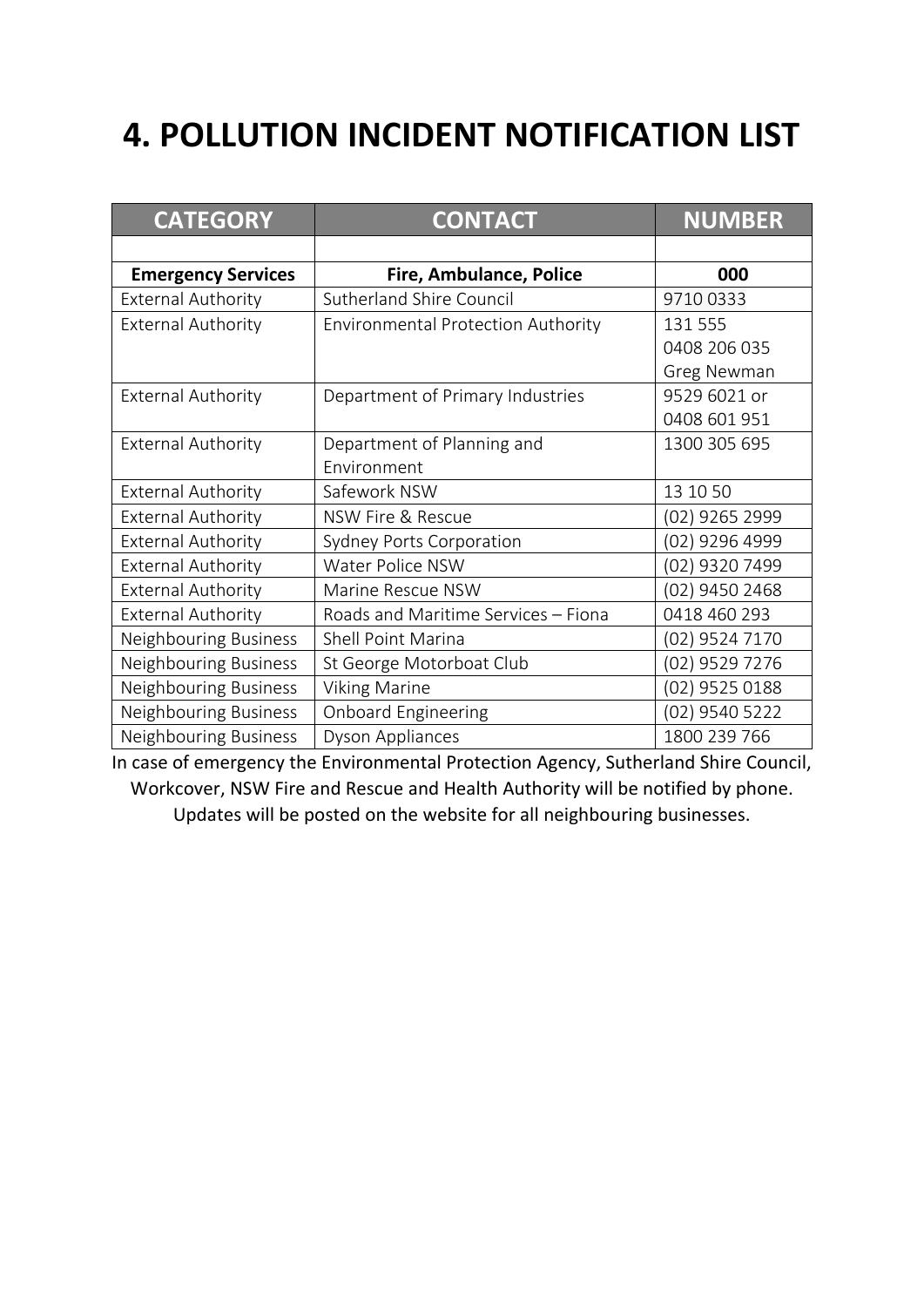# 4. POLLUTION INCIDENT NOTIFICATION LIST

| CATEGORY | CONTACT | NUMBER |
|---|---|---|
| | | |
| **Emergency Services** | **Fire, Ambulance, Police** | **000** |
| External Authority | Sutherland Shire Council | 9710 0333 |
| External Authority | Environmental Protection Authority | 131 555<br>0408 206 035<br>Greg Newman |
| External Authority | Department of Primary Industries | 9529 6021 or<br>0408 601 951 |
| External Authority | Department of Planning and Environment | 1300 305 695 |
| External Authority | Safework NSW | 13 10 50 |
| External Authority | NSW Fire & Rescue | (02) 9265 2999 |
| External Authority | Sydney Ports Corporation | (02) 9296 4999 |
| External Authority | Water Police NSW | (02) 9320 7499 |
| External Authority | Marine Rescue NSW | (02) 9450 2468 |
| External Authority | Roads and Maritime Services – Fiona | 0418 460 293 |
| Neighbouring Business | Shell Point Marina | (02) 9524 7170 |
| Neighbouring Business | St George Motorboat Club | (02) 9529 7276 |
| Neighbouring Business | Viking Marine | (02) 9525 0188 |
| Neighbouring Business | Onboard Engineering | (02) 9540 5222 |
| Neighbouring Business | Dyson Appliances | 1800 239 766 |

In case of emergency the Environmental Protection Agency, Sutherland Shire Council, Workcover, NSW Fire and Rescue and Health Authority will be notified by phone. Updates will be posted on the website for all neighbouring businesses.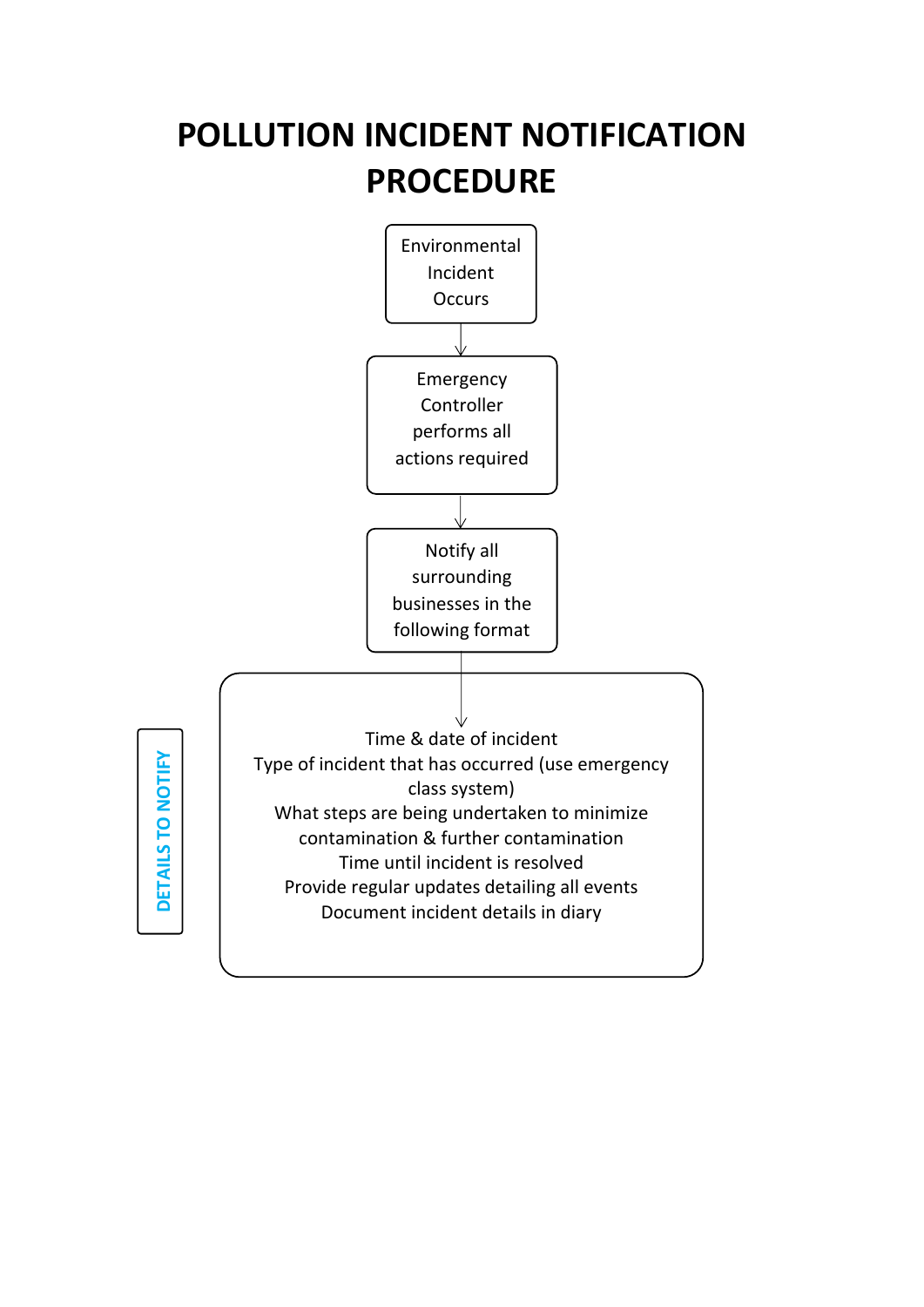# POLLUTION INCIDENT NOTIFICATION PROCEDURE

Environmental Incident Occurs

↓

Emergency Controller performs all actions required

↓

Notify all surrounding businesses in the following format

↓

**DETAILS TO NOTIFY**

Time & date of incident
Type of incident that has occurred (use emergency class system)
What steps are being undertaken to minimize contamination & further contamination
Time until incident is resolved
Provide regular updates detailing all events
Document incident details in diary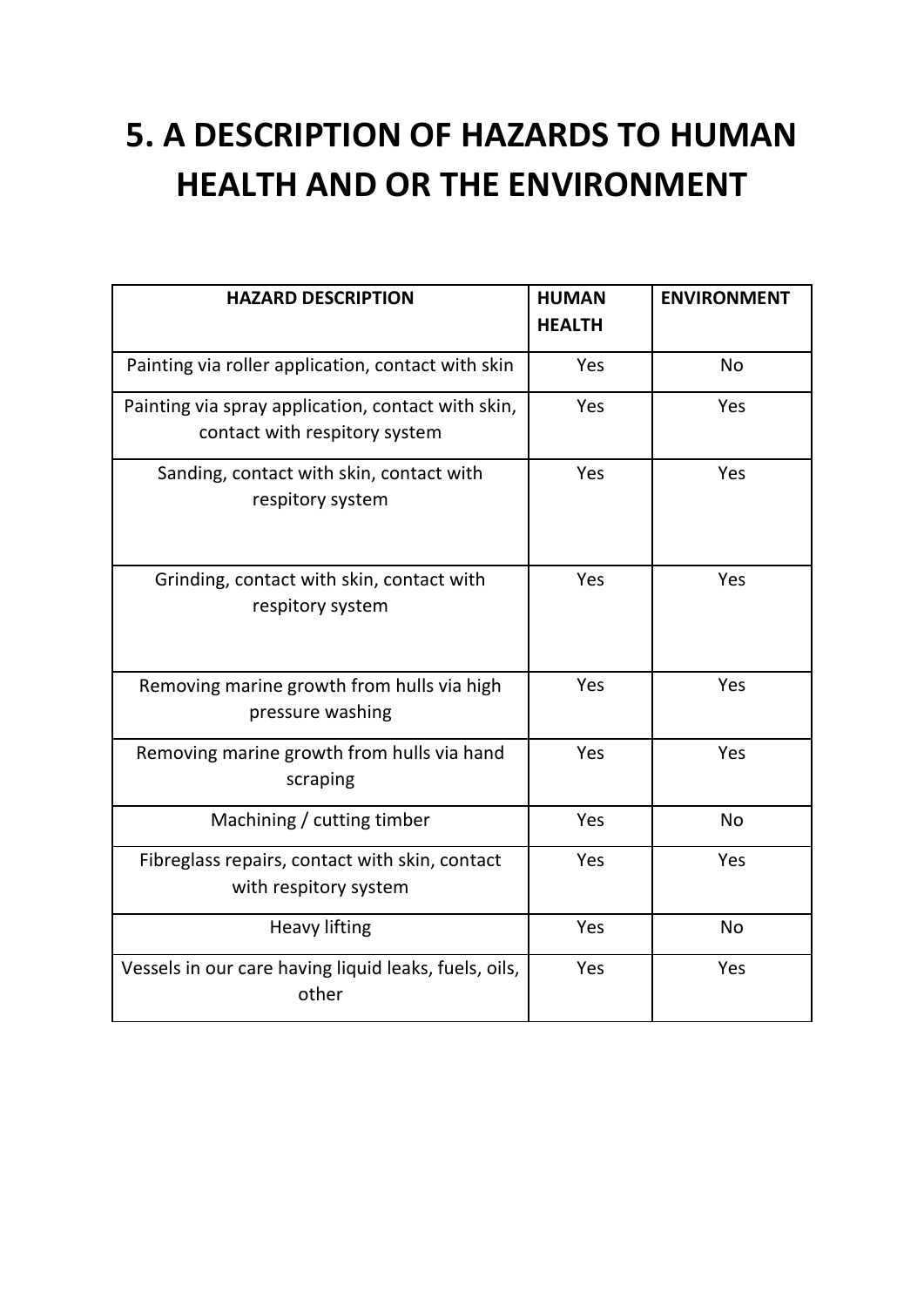# 5. A DESCRIPTION OF HAZARDS TO HUMAN HEALTH AND OR THE ENVIRONMENT

| HAZARD DESCRIPTION | HUMAN HEALTH | ENVIRONMENT |
|---|---|---|
| Painting via roller application, contact with skin | Yes | No |
| Painting via spray application, contact with skin, contact with respitory system | Yes | Yes |
| Sanding, contact with skin, contact with respitory system | Yes | Yes |
| Grinding, contact with skin, contact with respitory system | Yes | Yes |
| Removing marine growth from hulls via high pressure washing | Yes | Yes |
| Removing marine growth from hulls via hand scraping | Yes | Yes |
| Machining / cutting timber | Yes | No |
| Fibreglass repairs, contact with skin, contact with respitory system | Yes | Yes |
| Heavy lifting | Yes | No |
| Vessels in our care having liquid leaks, fuels, oils, other | Yes | Yes |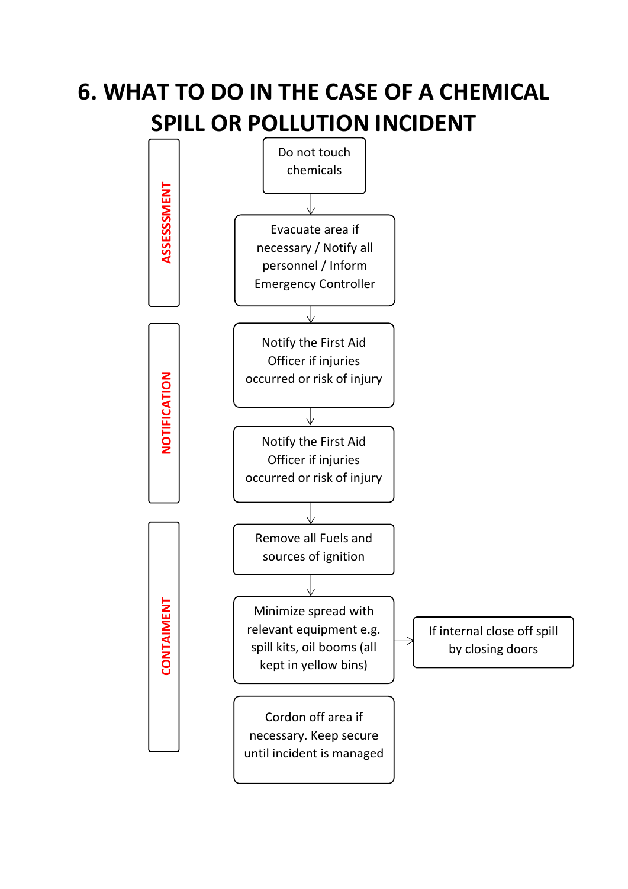# 6. WHAT TO DO IN THE CASE OF A CHEMICAL SPILL OR POLLUTION INCIDENT

**ASSESSMENT**

- Do not touch chemicals
- ↓
- Evacuate area if necessary / Notify all personnel / Inform Emergency Controller
- ↓

**NOTIFICATION**

- Notify the First Aid Officer if injuries occurred or risk of injury
- ↓
- Notify the First Aid Officer if injuries occurred or risk of injury
- ↓

**CONTAIMENT**

- Remove all Fuels and sources of ignition
- ↓
- Minimize spread with relevant equipment e.g. spill kits, oil booms (all kept in yellow bins) → If internal close off spill by closing doors
- Cordon off area if necessary. Keep secure until incident is managed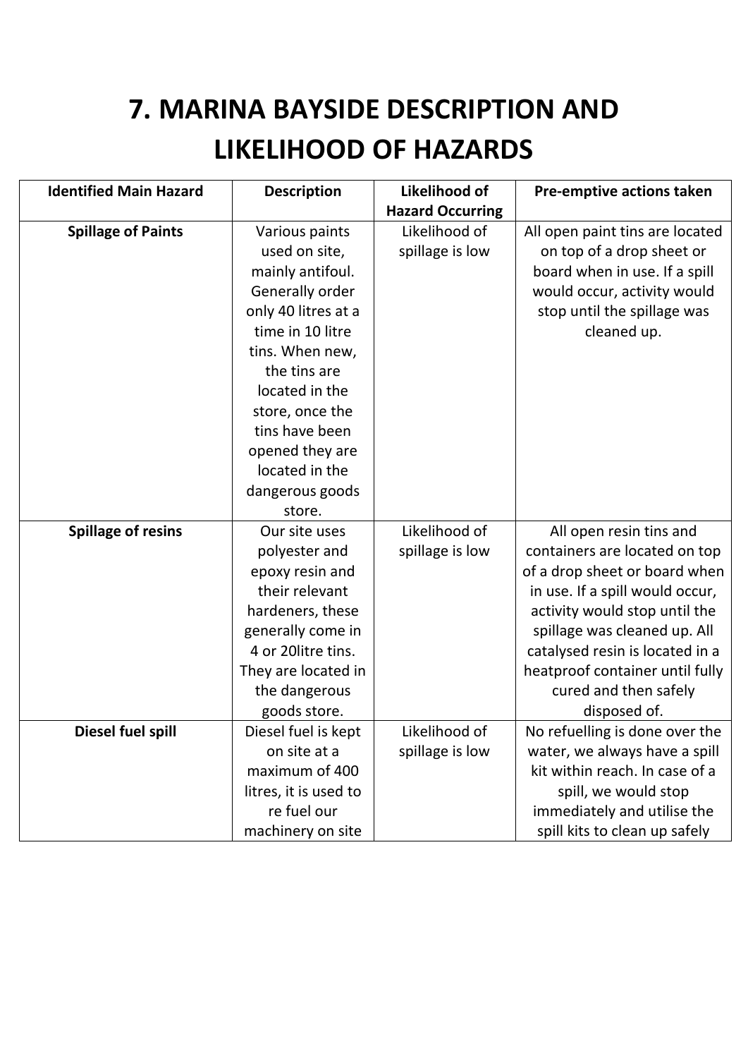# 7. MARINA BAYSIDE DESCRIPTION AND LIKELIHOOD OF HAZARDS

| Identified Main Hazard | Description | Likelihood of Hazard Occurring | Pre-emptive actions taken |
|---|---|---|---|
| **Spillage of Paints** | Various paints used on site, mainly antifoul. Generally order only 40 litres at a time in 10 litre tins. When new, the tins are located in the store, once the tins have been opened they are located in the dangerous goods store. | Likelihood of spillage is low | All open paint tins are located on top of a drop sheet or board when in use. If a spill would occur, activity would stop until the spillage was cleaned up. |
| **Spillage of resins** | Our site uses polyester and epoxy resin and their relevant hardeners, these generally come in 4 or 20litre tins. They are located in the dangerous goods store. | Likelihood of spillage is low | All open resin tins and containers are located on top of a drop sheet or board when in use. If a spill would occur, activity would stop until the spillage was cleaned up. All catalysed resin is located in a heatproof container until fully cured and then safely disposed of. |
| **Diesel fuel spill** | Diesel fuel is kept on site at a maximum of 400 litres, it is used to re fuel our machinery on site | Likelihood of spillage is low | No refuelling is done over the water, we always have a spill kit within reach. In case of a spill, we would stop immediately and utilise the spill kits to clean up safely |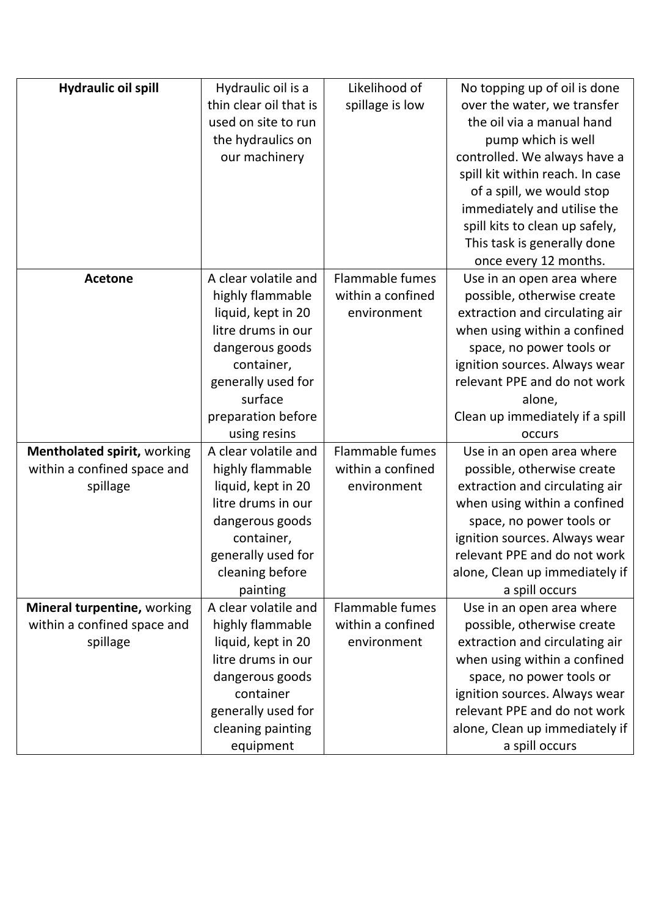| **Hydraulic oil spill** | Hydraulic oil is a thin clear oil that is used on site to run the hydraulics on our machinery | Likelihood of spillage is low | No topping up of oil is done over the water, we transfer the oil via a manual hand pump which is well controlled. We always have a spill kit within reach. In case of a spill, we would stop immediately and utilise the spill kits to clean up safely, This task is generally done once every 12 months. |
|---|---|---|---|
| **Acetone** | A clear volatile and highly flammable liquid, kept in 20 litre drums in our dangerous goods container, generally used for surface preparation before using resins | Flammable fumes within a confined environment | Use in an open area where possible, otherwise create extraction and circulating air when using within a confined space, no power tools or ignition sources. Always wear relevant PPE and do not work alone,<br>Clean up immediately if a spill occurs |
| **Mentholated spirit,** working within a confined space and spillage | A clear volatile and highly flammable liquid, kept in 20 litre drums in our dangerous goods container, generally used for cleaning before painting | Flammable fumes within a confined environment | Use in an open area where possible, otherwise create extraction and circulating air when using within a confined space, no power tools or ignition sources. Always wear relevant PPE and do not work alone, Clean up immediately if a spill occurs |
| **Mineral turpentine,** working within a confined space and spillage | A clear volatile and highly flammable liquid, kept in 20 litre drums in our dangerous goods container generally used for cleaning painting equipment | Flammable fumes within a confined environment | Use in an open area where possible, otherwise create extraction and circulating air when using within a confined space, no power tools or ignition sources. Always wear relevant PPE and do not work alone, Clean up immediately if a spill occurs |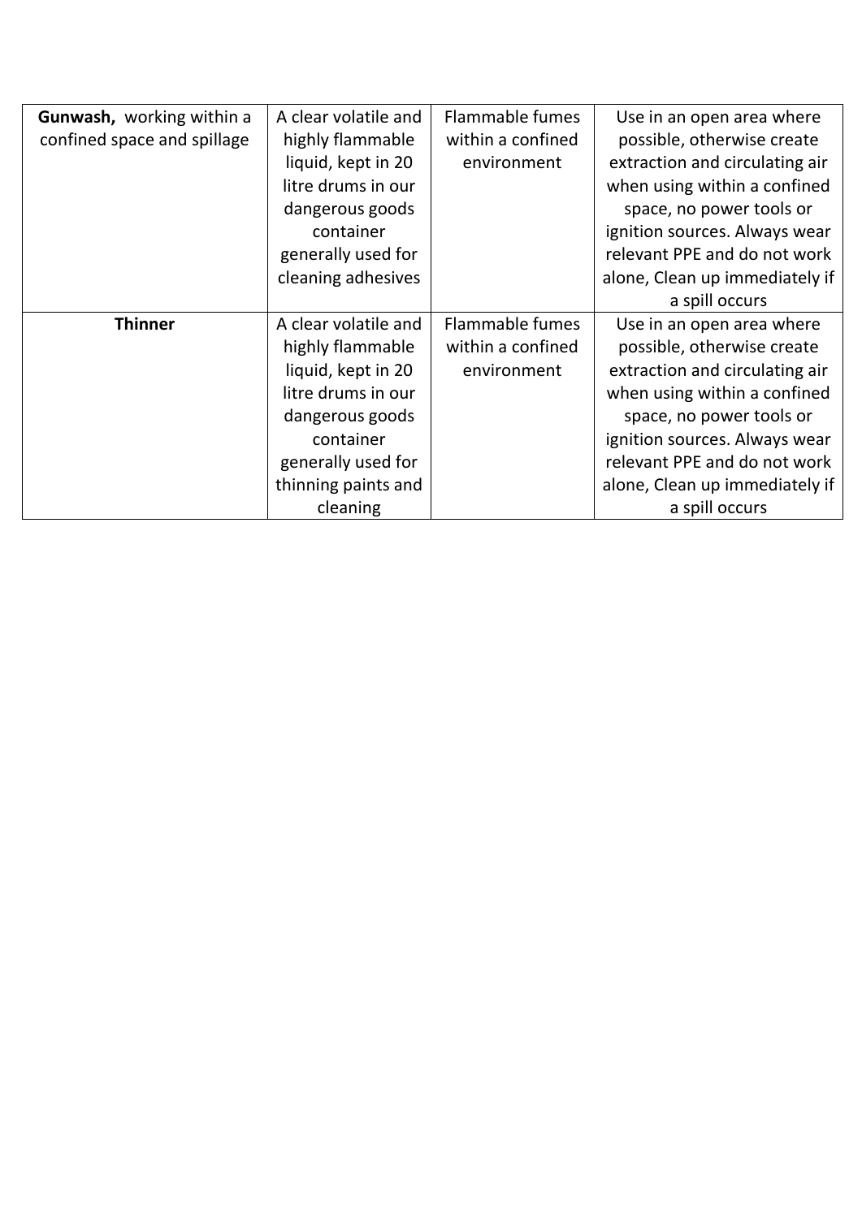| **Gunwash,** working within a confined space and spillage | A clear volatile and highly flammable liquid, kept in 20 litre drums in our dangerous goods container generally used for cleaning adhesives | Flammable fumes within a confined environment | Use in an open area where possible, otherwise create extraction and circulating air when using within a confined space, no power tools or ignition sources. Always wear relevant PPE and do not work alone, Clean up immediately if a spill occurs |
|---|---|---|---|
| **Thinner** | A clear volatile and highly flammable liquid, kept in 20 litre drums in our dangerous goods container generally used for thinning paints and cleaning | Flammable fumes within a confined environment | Use in an open area where possible, otherwise create extraction and circulating air when using within a confined space, no power tools or ignition sources. Always wear relevant PPE and do not work alone, Clean up immediately if a spill occurs |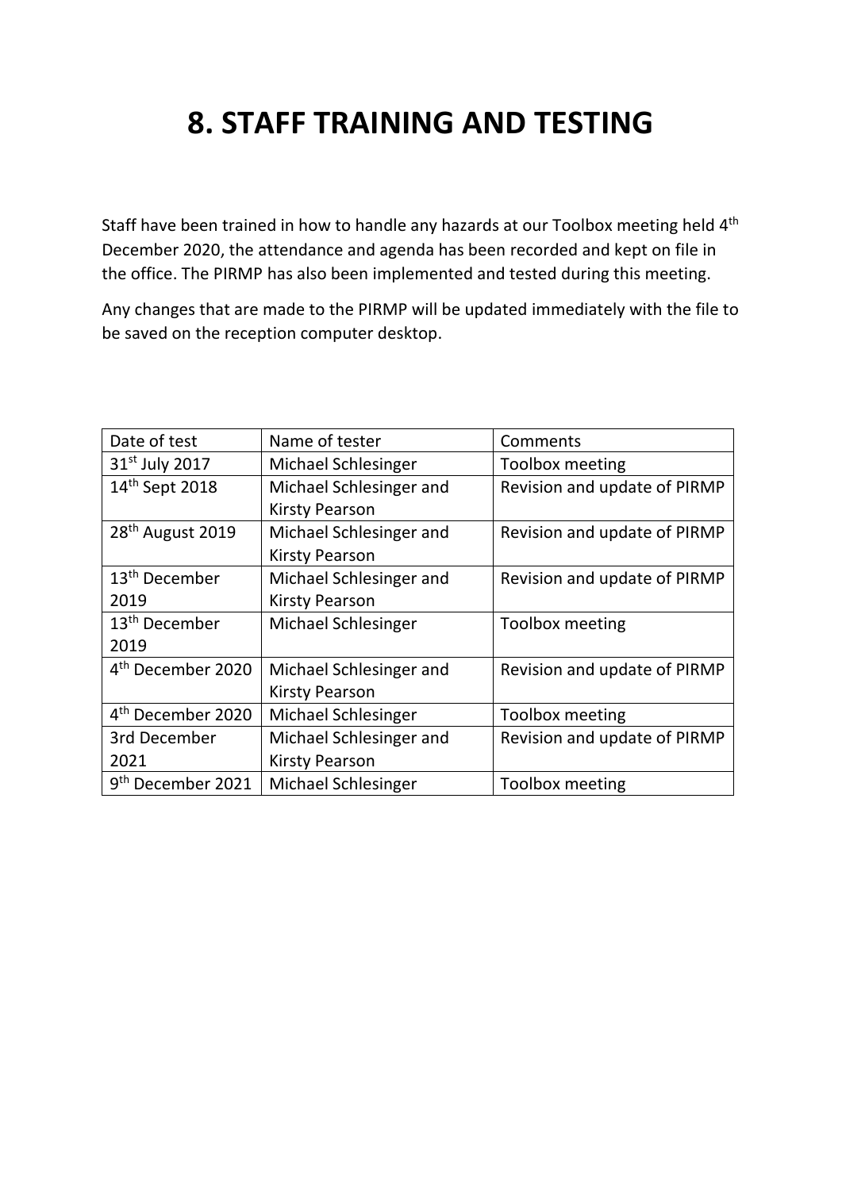# 8. STAFF TRAINING AND TESTING

Staff have been trained in how to handle any hazards at our Toolbox meeting held 4th December 2020, the attendance and agenda has been recorded and kept on file in the office. The PIRMP has also been implemented and tested during this meeting.

Any changes that are made to the PIRMP will be updated immediately with the file to be saved on the reception computer desktop.

| Date of test | Name of tester | Comments |
|---|---|---|
| 31st July 2017 | Michael Schlesinger | Toolbox meeting |
| 14th Sept 2018 | Michael Schlesinger and Kirsty Pearson | Revision and update of PIRMP |
| 28th August 2019 | Michael Schlesinger and Kirsty Pearson | Revision and update of PIRMP |
| 13th December 2019 | Michael Schlesinger and Kirsty Pearson | Revision and update of PIRMP |
| 13th December 2019 | Michael Schlesinger | Toolbox meeting |
| 4th December 2020 | Michael Schlesinger and Kirsty Pearson | Revision and update of PIRMP |
| 4th December 2020 | Michael Schlesinger | Toolbox meeting |
| 3rd December 2021 | Michael Schlesinger and Kirsty Pearson | Revision and update of PIRMP |
| 9th December 2021 | Michael Schlesinger | Toolbox meeting |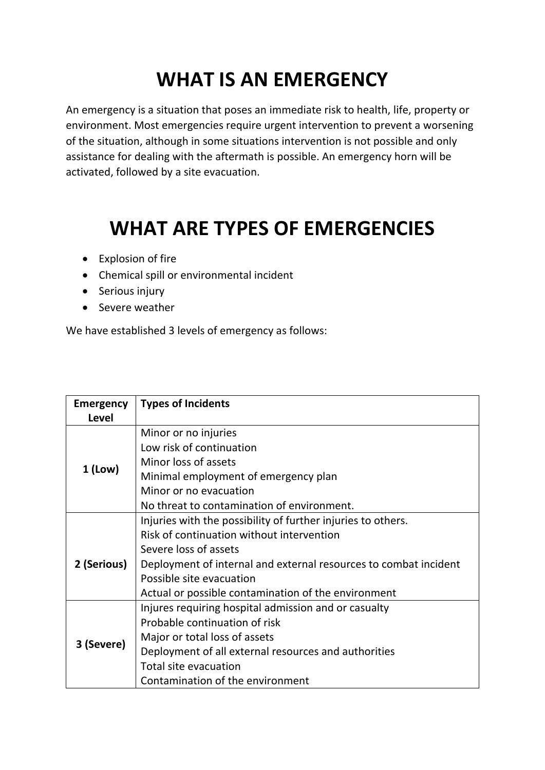# WHAT IS AN EMERGENCY

An emergency is a situation that poses an immediate risk to health, life, property or environment. Most emergencies require urgent intervention to prevent a worsening of the situation, although in some situations intervention is not possible and only assistance for dealing with the aftermath is possible. An emergency horn will be activated, followed by a site evacuation.

# WHAT ARE TYPES OF EMERGENCIES

- Explosion of fire
- Chemical spill or environmental incident
- Serious injury
- Severe weather

We have established 3 levels of emergency as follows:

| Emergency Level | Types of Incidents |
|---|---|
| **1 (Low)** | Minor or no injuries<br>Low risk of continuation<br>Minor loss of assets<br>Minimal employment of emergency plan<br>Minor or no evacuation<br>No threat to contamination of environment. |
| **2 (Serious)** | Injuries with the possibility of further injuries to others.<br>Risk of continuation without intervention<br>Severe loss of assets<br>Deployment of internal and external resources to combat incident<br>Possible site evacuation<br>Actual or possible contamination of the environment |
| **3 (Severe)** | Injures requiring hospital admission and or casualty<br>Probable continuation of risk<br>Major or total loss of assets<br>Deployment of all external resources and authorities<br>Total site evacuation<br>Contamination of the environment |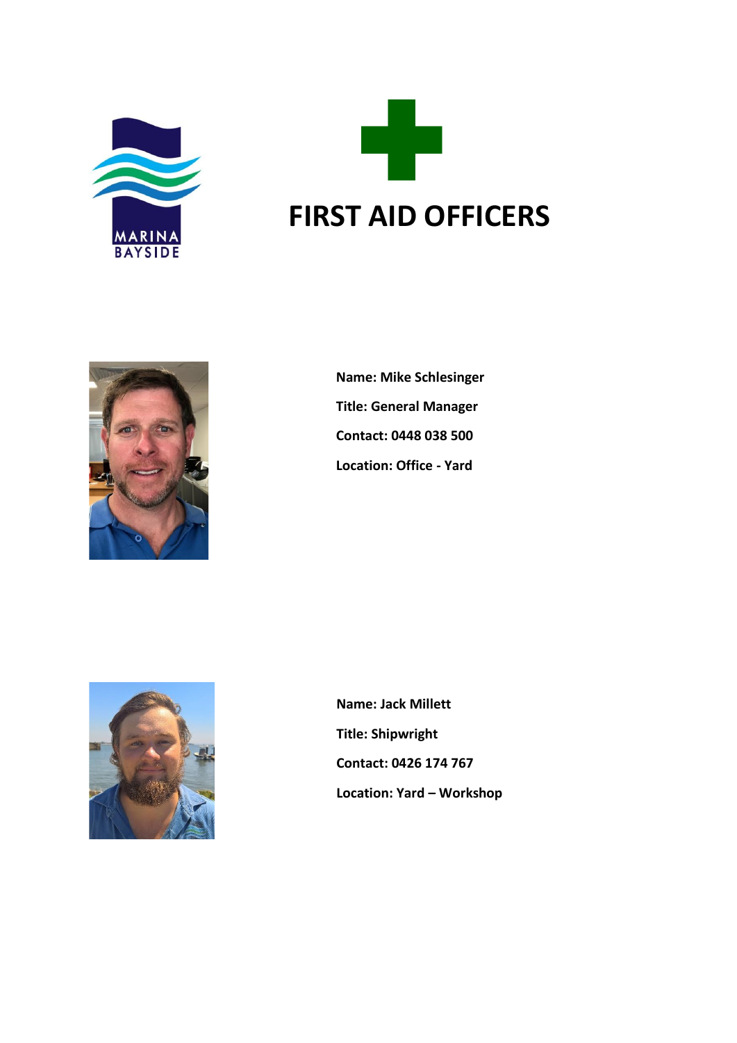MARINA BAYSIDE

# FIRST AID OFFICERS

**Name: Mike Schlesinger**

**Title: General Manager**

**Contact: 0448 038 500**

**Location: Office - Yard**

**Name: Jack Millett**

**Title: Shipwright**

**Contact: 0426 174 767**

**Location: Yard – Workshop**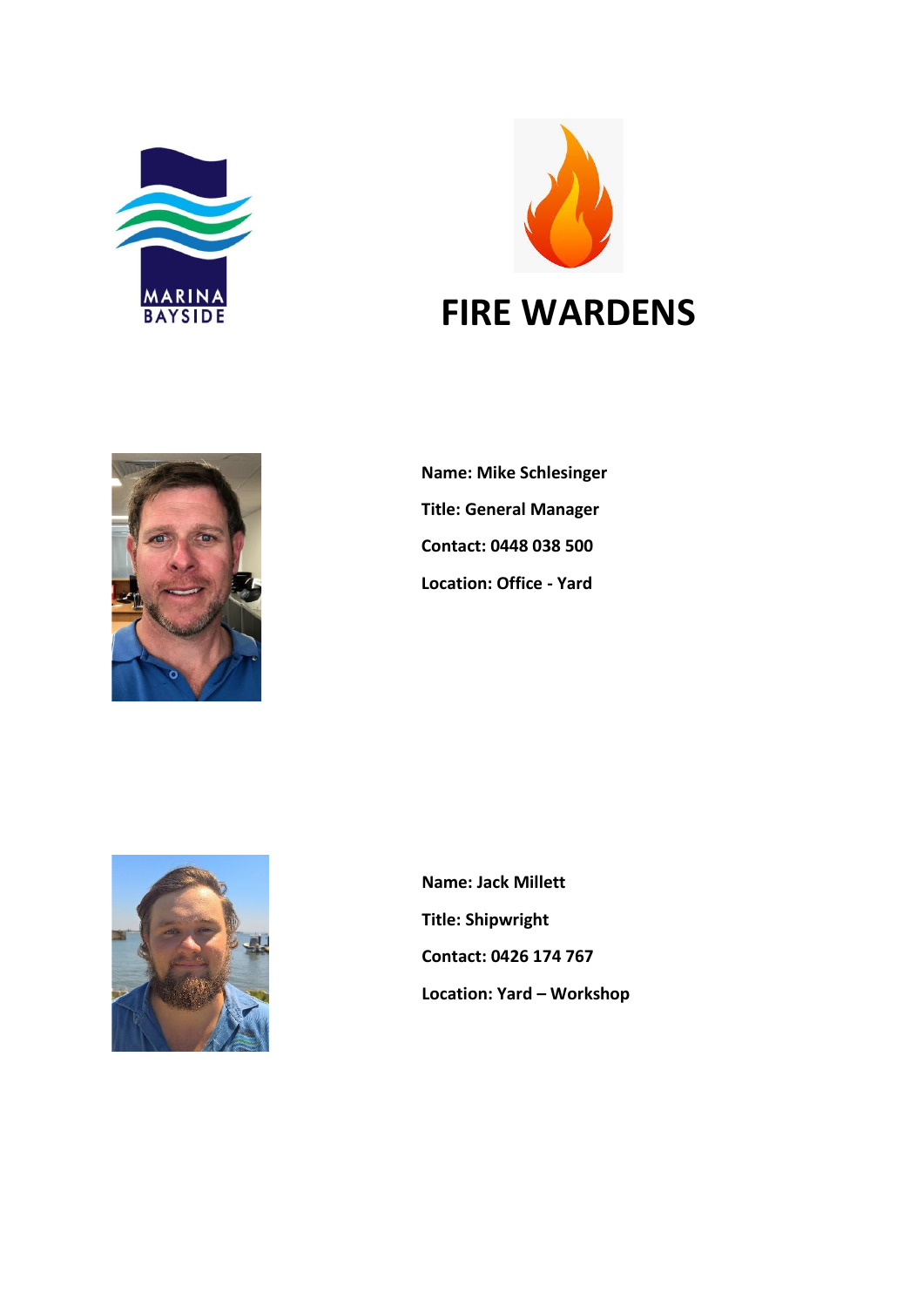MARINA BAYSIDE

# FIRE WARDENS

**Name: Mike Schlesinger**

**Title: General Manager**

**Contact: 0448 038 500**

**Location: Office - Yard**

**Name: Jack Millett**

**Title: Shipwright**

**Contact: 0426 174 767**

**Location: Yard – Workshop**